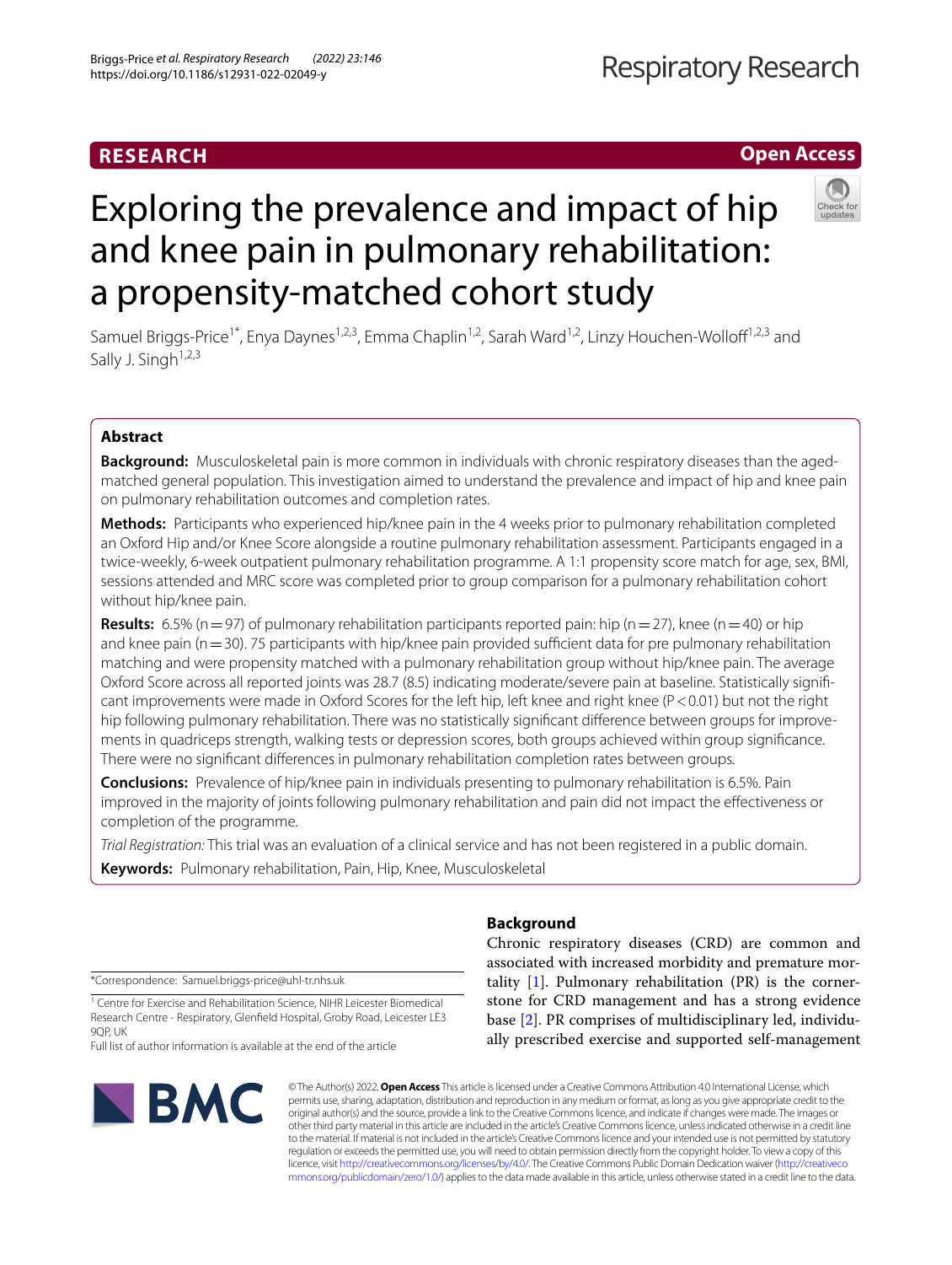RESEARCH

Open Access

# Exploring the prevalence and impact of hip and knee pain in pulmonary rehabilitation: a propensity-matched cohort study

Samuel Briggs-Price[1*], Enya Daynes[1,2,3], Emma Chaplin[1,2], Sarah Ward[1,2], Linzy Houchen-Wolloff[1,2,3] and Sally J. Singh[1,2,3]

## Abstract

**Background:** Musculoskeletal pain is more common in individuals with chronic respiratory diseases than the aged-matched general population. This investigation aimed to understand the prevalence and impact of hip and knee pain on pulmonary rehabilitation outcomes and completion rates.

**Methods:** Participants who experienced hip/knee pain in the 4 weeks prior to pulmonary rehabilitation completed an Oxford Hip and/or Knee Score alongside a routine pulmonary rehabilitation assessment. Participants engaged in a twice-weekly, 6-week outpatient pulmonary rehabilitation programme. A 1:1 propensity score match for age, sex, BMI, sessions attended and MRC score was completed prior to group comparison for a pulmonary rehabilitation cohort without hip/knee pain.

**Results:** 6.5% (n = 97) of pulmonary rehabilitation participants reported pain: hip (n = 27), knee (n = 40) or hip and knee pain (n = 30). 75 participants with hip/knee pain provided sufficient data for pre pulmonary rehabilitation matching and were propensity matched with a pulmonary rehabilitation group without hip/knee pain. The average Oxford Score across all reported joints was 28.7 (8.5) indicating moderate/severe pain at baseline. Statistically significant improvements were made in Oxford Scores for the left hip, left knee and right knee ($P < 0.01$) but not the right hip following pulmonary rehabilitation. There was no statistically significant difference between groups for improvements in quadriceps strength, walking tests or depression scores, both groups achieved within group significance. There were no significant differences in pulmonary rehabilitation completion rates between groups.

**Conclusions:** Prevalence of hip/knee pain in individuals presenting to pulmonary rehabilitation is 6.5%. Pain improved in the majority of joints following pulmonary rehabilitation and pain did not impact the effectiveness or completion of the programme.

*Trial Registration:* This trial was an evaluation of a clinical service and has not been registered in a public domain.

**Keywords:** Pulmonary rehabilitation, Pain, Hip, Knee, Musculoskeletal

## Background

Chronic respiratory diseases (CRD) are common and associated with increased morbidity and premature mortality [1]. Pulmonary rehabilitation (PR) is the cornerstone for CRD management and has a strong evidence base [2]. PR comprises of multidisciplinary led, individually prescribed exercise and supported self-management

*Correspondence: Samuel.briggs-price@uhl-tr.nhs.uk

[1] Centre for Exercise and Rehabilitation Science, NIHR Leicester Biomedical Research Centre - Respiratory, Glenfield Hospital, Groby Road, Leicester LE3 9QP, UK

Full list of author information is available at the end of the article

© The Author(s) 2022. **Open Access** This article is licensed under a Creative Commons Attribution 4.0 International License, which permits use, sharing, adaptation, distribution and reproduction in any medium or format, as long as you give appropriate credit to the original author(s) and the source, provide a link to the Creative Commons licence, and indicate if changes were made. The images or other third party material in this article are included in the article's Creative Commons licence, unless indicated otherwise in a credit line to the material. If material is not included in the article's Creative Commons licence and your intended use is not permitted by statutory regulation or exceeds the permitted use, you will need to obtain permission directly from the copyright holder. To view a copy of this licence, visit http://creativecommons.org/licenses/by/4.0/. The Creative Commons Public Domain Dedication waiver (http://creativecommons.org/publicdomain/zero/1.0/) applies to the data made available in this article, unless otherwise stated in a credit line to the data.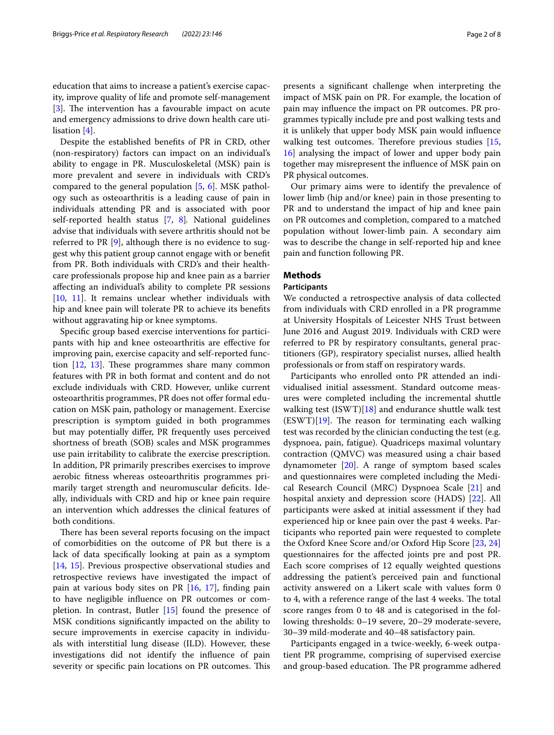education that aims to increase a patient's exercise capacity, improve quality of life and promote self-management [3]. The intervention has a favourable impact on acute and emergency admissions to drive down health care utilisation [4].

Despite the established benefits of PR in CRD, other (non-respiratory) factors can impact on an individual's ability to engage in PR. Musculoskeletal (MSK) pain is more prevalent and severe in individuals with CRD's compared to the general population [5, 6]. MSK pathology such as osteoarthritis is a leading cause of pain in individuals attending PR and is associated with poor self-reported health status [7, 8]. National guidelines advise that individuals with severe arthritis should not be referred to PR [9], although there is no evidence to suggest why this patient group cannot engage with or benefit from PR. Both individuals with CRD's and their healthcare professionals propose hip and knee pain as a barrier affecting an individual's ability to complete PR sessions [10, 11]. It remains unclear whether individuals with hip and knee pain will tolerate PR to achieve its benefits without aggravating hip or knee symptoms.

Specific group based exercise interventions for participants with hip and knee osteoarthritis are effective for improving pain, exercise capacity and self-reported function [12, 13]. These programmes share many common features with PR in both format and content and do not exclude individuals with CRD. However, unlike current osteoarthritis programmes, PR does not offer formal education on MSK pain, pathology or management. Exercise prescription is symptom guided in both programmes but may potentially differ, PR frequently uses perceived shortness of breath (SOB) scales and MSK programmes use pain irritability to calibrate the exercise prescription. In addition, PR primarily prescribes exercises to improve aerobic fitness whereas osteoarthritis programmes primarily target strength and neuromuscular deficits. Ideally, individuals with CRD and hip or knee pain require an intervention which addresses the clinical features of both conditions.

There has been several reports focusing on the impact of comorbidities on the outcome of PR but there is a lack of data specifically looking at pain as a symptom [14, 15]. Previous prospective observational studies and retrospective reviews have investigated the impact of pain at various body sites on PR [16, 17], finding pain to have negligible influence on PR outcomes or completion. In contrast, Butler [15] found the presence of MSK conditions significantly impacted on the ability to secure improvements in exercise capacity in individuals with interstitial lung disease (ILD). However, these investigations did not identify the influence of pain severity or specific pain locations on PR outcomes. This presents a significant challenge when interpreting the impact of MSK pain on PR. For example, the location of pain may influence the impact on PR outcomes. PR programmes typically include pre and post walking tests and it is unlikely that upper body MSK pain would influence walking test outcomes. Therefore previous studies [15, 16] analysing the impact of lower and upper body pain together may misrepresent the influence of MSK pain on PR physical outcomes.

Our primary aims were to identify the prevalence of lower limb (hip and/or knee) pain in those presenting to PR and to understand the impact of hip and knee pain on PR outcomes and completion, compared to a matched population without lower-limb pain. A secondary aim was to describe the change in self-reported hip and knee pain and function following PR.

## Methods

### Participants

We conducted a retrospective analysis of data collected from individuals with CRD enrolled in a PR programme at University Hospitals of Leicester NHS Trust between June 2016 and August 2019. Individuals with CRD were referred to PR by respiratory consultants, general practitioners (GP), respiratory specialist nurses, allied health professionals or from staff on respiratory wards.

Participants who enrolled onto PR attended an individualised initial assessment. Standard outcome measures were completed including the incremental shuttle walking test (ISWT)[18] and endurance shuttle walk test (ESWT)[19]. The reason for terminating each walking test was recorded by the clinician conducting the test (e.g. dyspnoea, pain, fatigue). Quadriceps maximal voluntary contraction (QMVC) was measured using a chair based dynamometer [20]. A range of symptom based scales and questionnaires were completed including the Medical Research Council (MRC) Dyspnoea Scale [21] and hospital anxiety and depression score (HADS) [22]. All participants were asked at initial assessment if they had experienced hip or knee pain over the past 4 weeks. Participants who reported pain were requested to complete the Oxford Knee Score and/or Oxford Hip Score [23, 24] questionnaires for the affected joints pre and post PR. Each score comprises of 12 equally weighted questions addressing the patient's perceived pain and functional activity answered on a Likert scale with values form 0 to 4, with a reference range of the last 4 weeks. The total score ranges from 0 to 48 and is categorised in the following thresholds: 0–19 severe, 20–29 moderate-severe, 30–39 mild-moderate and 40–48 satisfactory pain.

Participants engaged in a twice-weekly, 6-week outpatient PR programme, comprising of supervised exercise and group-based education. The PR programme adhered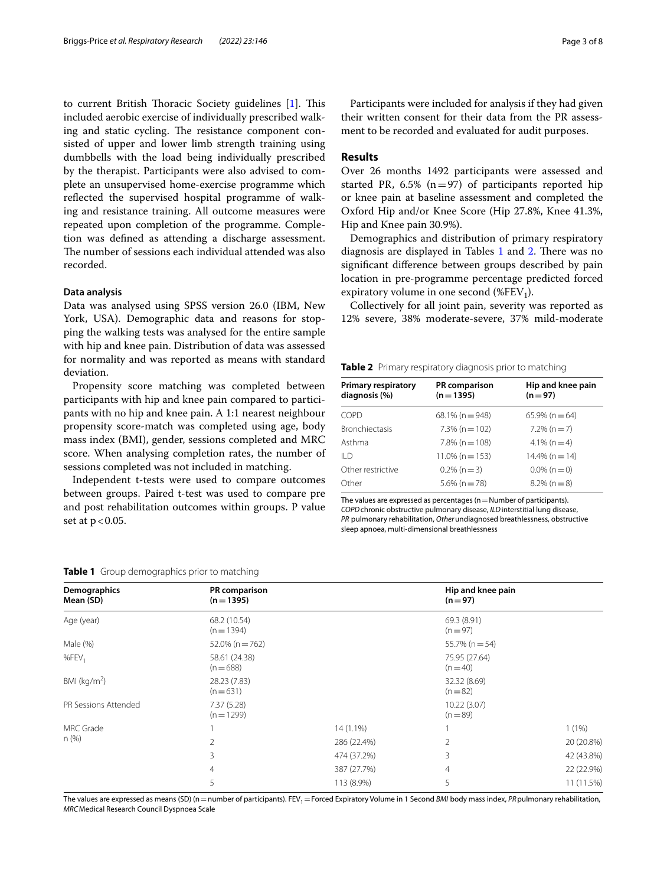to current British Thoracic Society guidelines [1]. This included aerobic exercise of individually prescribed walking and static cycling. The resistance component consisted of upper and lower limb strength training using dumbbells with the load being individually prescribed by the therapist. Participants were also advised to complete an unsupervised home-exercise programme which reflected the supervised hospital programme of walking and resistance training. All outcome measures were repeated upon completion of the programme. Completion was defined as attending a discharge assessment. The number of sessions each individual attended was also recorded.

### Data analysis

Data was analysed using SPSS version 26.0 (IBM, New York, USA). Demographic data and reasons for stopping the walking tests was analysed for the entire sample with hip and knee pain. Distribution of data was assessed for normality and was reported as means with standard deviation.

Propensity score matching was completed between participants with hip and knee pain compared to participants with no hip and knee pain. A 1:1 nearest neighbour propensity score-match was completed using age, body mass index (BMI), gender, sessions completed and MRC score. When analysing completion rates, the number of sessions completed was not included in matching.

Independent t-tests were used to compare outcomes between groups. Paired t-test was used to compare pre and post rehabilitation outcomes within groups. P value set at $p < 0.05$.

Participants were included for analysis if they had given their written consent for their data from the PR assessment to be recorded and evaluated for audit purposes.

## Results

Over 26 months 1492 participants were assessed and started PR, 6.5% (n = 97) of participants reported hip or knee pain at baseline assessment and completed the Oxford Hip and/or Knee Score (Hip 27.8%, Knee 41.3%, Hip and Knee pain 30.9%).

Demographics and distribution of primary respiratory diagnosis are displayed in Tables 1 and 2. There was no significant difference between groups described by pain location in pre-programme percentage predicted forced expiratory volume in one second (%$FEV_1$).

Collectively for all joint pain, severity was reported as 12% severe, 38% moderate-severe, 37% mild-moderate

**Table 2** Primary respiratory diagnosis prior to matching

| Primary respiratory diagnosis (%) | PR comparison (n = 1395) | Hip and knee pain (n = 97) |
|---|---|---|
| COPD | 68.1% (n = 948) | 65.9% (n = 64) |
| Bronchiectasis | 7.3% (n = 102) | 7.2% (n = 7) |
| Asthma | 7.8% (n = 108) | 4.1% (n = 4) |
| ILD | 11.0% (n = 153) | 14.4% (n = 14) |
| Other restrictive | 0.2% (n = 3) | 0.0% (n = 0) |
| Other | 5.6% (n = 78) | 8.2% (n = 8) |

The values are expressed as percentages (n = Number of participants). *COPD* chronic obstructive pulmonary disease, *ILD* interstitial lung disease, *PR* pulmonary rehabilitation, *Other* undiagnosed breathlessness, obstructive sleep apnoea, multi-dimensional breathlessness

**Table 1** Group demographics prior to matching

| Demographics Mean (SD) | PR comparison (n = 1395) | | Hip and knee pain (n = 97) | |
|---|---|---|---|---|
| Age (year) | 68.2 (10.54) (n = 1394) | | 69.3 (8.91) (n = 97) | |
| Male (%) | 52.0% (n = 762) | | 55.7% (n = 54) | |
| %$FEV_1$ | 58.61 (24.38) (n = 688) | | 75.95 (27.64) (n = 40) | |
| BMI (kg/m$^2$) | 28.23 (7.83) (n = 631) | | 32.32 (8.69) (n = 82) | |
| PR Sessions Attended | 7.37 (5.28) (n = 1299) | | 10.22 (3.07) (n = 89) | |
| MRC Grade n (%) | 1 | 14 (1.1%) | 1 | 1 (1%) |
| | 2 | 286 (22.4%) | 2 | 20 (20.8%) |
| | 3 | 474 (37.2%) | 3 | 42 (43.8%) |
| | 4 | 387 (27.7%) | 4 | 22 (22.9%) |
| | 5 | 113 (8.9%) | 5 | 11 (11.5%) |

The values are expressed as means (SD) (n = number of participants). $FEV_1$ = Forced Expiratory Volume in 1 Second *BMI* body mass index, *PR* pulmonary rehabilitation, *MRC* Medical Research Council Dyspnoea Scale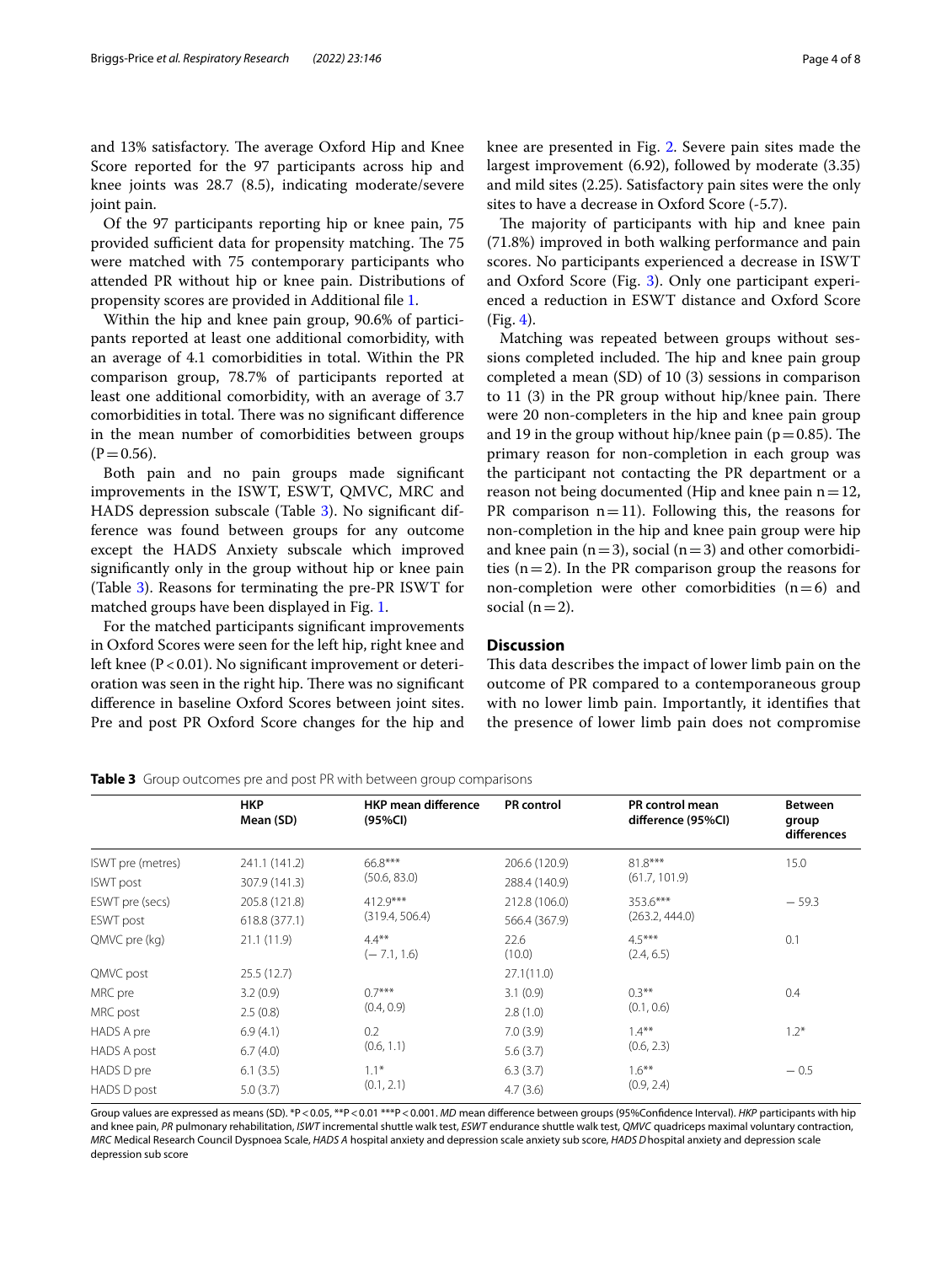and 13% satisfactory. The average Oxford Hip and Knee Score reported for the 97 participants across hip and knee joints was 28.7 (8.5), indicating moderate/severe joint pain.

Of the 97 participants reporting hip or knee pain, 75 provided sufficient data for propensity matching. The 75 were matched with 75 contemporary participants who attended PR without hip or knee pain. Distributions of propensity scores are provided in Additional file 1.

Within the hip and knee pain group, 90.6% of participants reported at least one additional comorbidity, with an average of 4.1 comorbidities in total. Within the PR comparison group, 78.7% of participants reported at least one additional comorbidity, with an average of 3.7 comorbidities in total. There was no significant difference in the mean number of comorbidities between groups ($P = 0.56$).

Both pain and no pain groups made significant improvements in the ISWT, ESWT, QMVC, MRC and HADS depression subscale (Table 3). No significant difference was found between groups for any outcome except the HADS Anxiety subscale which improved significantly only in the group without hip or knee pain (Table 3). Reasons for terminating the pre-PR ISWT for matched groups have been displayed in Fig. 1.

For the matched participants significant improvements in Oxford Scores were seen for the left hip, right knee and left knee ($P < 0.01$). No significant improvement or deterioration was seen in the right hip. There was no significant difference in baseline Oxford Scores between joint sites. Pre and post PR Oxford Score changes for the hip and knee are presented in Fig. 2. Severe pain sites made the largest improvement (6.92), followed by moderate (3.35) and mild sites (2.25). Satisfactory pain sites were the only sites to have a decrease in Oxford Score (-5.7).

The majority of participants with hip and knee pain (71.8%) improved in both walking performance and pain scores. No participants experienced a decrease in ISWT and Oxford Score (Fig. 3). Only one participant experienced a reduction in ESWT distance and Oxford Score (Fig. 4).

Matching was repeated between groups without sessions completed included. The hip and knee pain group completed a mean (SD) of 10 (3) sessions in comparison to 11 (3) in the PR group without hip/knee pain. There were 20 non-completers in the hip and knee pain group and 19 in the group without hip/knee pain ($p = 0.85$). The primary reason for non-completion in each group was the participant not contacting the PR department or a reason not being documented (Hip and knee pain $n = 12$, PR comparison $n = 11$). Following this, the reasons for non-completion in the hip and knee pain group were hip and knee pain ($n = 3$), social ($n = 3$) and other comorbidities ($n = 2$). In the PR comparison group the reasons for non-completion were other comorbidities ($n = 6$) and social ($n = 2$).

## Discussion

This data describes the impact of lower limb pain on the outcome of PR compared to a contemporaneous group with no lower limb pain. Importantly, it identifies that the presence of lower limb pain does not compromise

**Table 3** Group outcomes pre and post PR with between group comparisons

| | HKP Mean (SD) | HKP mean difference (95%CI) | PR control | PR control mean difference (95%CI) | Between group differences |
|---|---|---|---|---|---|
| ISWT pre (metres) | 241.1 (141.2) | 66.8*** (50.6, 83.0) | 206.6 (120.9) | 81.8*** (61.7, 101.9) | 15.0 |
| ISWT post | 307.9 (141.3) | | 288.4 (140.9) | | |
| ESWT pre (secs) | 205.8 (121.8) | 412.9*** (319.4, 506.4) | 212.8 (106.0) | 353.6*** (263.2, 444.0) | − 59.3 |
| ESWT post | 618.8 (377.1) | | 566.4 (367.9) | | |
| QMVC pre (kg) | 21.1 (11.9) | 4.4** (− 7.1, 1.6) | 22.6 (10.0) | 4.5*** (2.4, 6.5) | 0.1 |
| QMVC post | 25.5 (12.7) | | 27.1(11.0) | | |
| MRC pre | 3.2 (0.9) | 0.7*** (0.4, 0.9) | 3.1 (0.9) | 0.3** (0.1, 0.6) | 0.4 |
| MRC post | 2.5 (0.8) | | 2.8 (1.0) | | |
| HADS A pre | 6.9 (4.1) | 0.2 (0.6, 1.1) | 7.0 (3.9) | 1.4** (0.6, 2.3) | 1.2* |
| HADS A post | 6.7 (4.0) | | 5.6 (3.7) | | |
| HADS D pre | 6.1 (3.5) | 1.1* (0.1, 2.1) | 6.3 (3.7) | 1.6** (0.9, 2.4) | − 0.5 |
| HADS D post | 5.0 (3.7) | | 4.7 (3.6) | | |

Group values are expressed as means (SD). *P < 0.05, **P < 0.01 ***P < 0.001. *MD* mean difference between groups (95%Confidence Interval). *HKP* participants with hip and knee pain, *PR* pulmonary rehabilitation, *ISWT* incremental shuttle walk test, *ESWT* endurance shuttle walk test, *QMVC* quadriceps maximal voluntary contraction, *MRC* Medical Research Council Dyspnoea Scale, *HADS A* hospital anxiety and depression scale anxiety sub score, *HADS D* hospital anxiety and depression scale depression sub score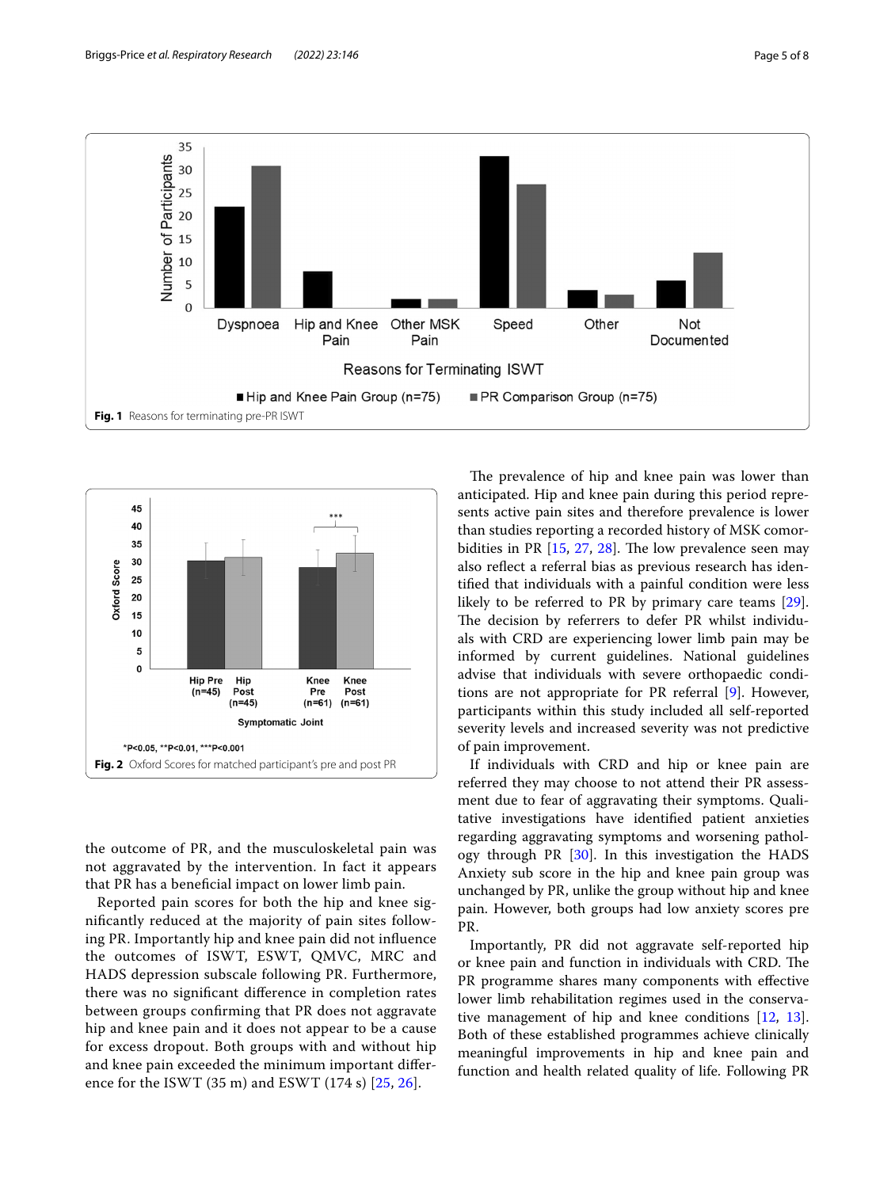Fig. 1 Reasons for terminating pre-PR ISWT

Fig. 2 Oxford Scores for matched participant's pre and post PR

the outcome of PR, and the musculoskeletal pain was not aggravated by the intervention. In fact it appears that PR has a beneficial impact on lower limb pain.

Reported pain scores for both the hip and knee significantly reduced at the majority of pain sites following PR. Importantly hip and knee pain did not influence the outcomes of ISWT, ESWT, QMVC, MRC and HADS depression subscale following PR. Furthermore, there was no significant difference in completion rates between groups confirming that PR does not aggravate hip and knee pain and it does not appear to be a cause for excess dropout. Both groups with and without hip and knee pain exceeded the minimum important difference for the ISWT (35 m) and ESWT (174 s) [25, 26].

The prevalence of hip and knee pain was lower than anticipated. Hip and knee pain during this period represents active pain sites and therefore prevalence is lower than studies reporting a recorded history of MSK comorbidities in PR [15, 27, 28]. The low prevalence seen may also reflect a referral bias as previous research has identified that individuals with a painful condition were less likely to be referred to PR by primary care teams [29]. The decision by referrers to defer PR whilst individuals with CRD are experiencing lower limb pain may be informed by current guidelines. National guidelines advise that individuals with severe orthopaedic conditions are not appropriate for PR referral [9]. However, participants within this study included all self-reported severity levels and increased severity was not predictive of pain improvement.

If individuals with CRD and hip or knee pain are referred they may choose to not attend their PR assessment due to fear of aggravating their symptoms. Qualitative investigations have identified patient anxieties regarding aggravating symptoms and worsening pathology through PR [30]. In this investigation the HADS Anxiety sub score in the hip and knee pain group was unchanged by PR, unlike the group without hip and knee pain. However, both groups had low anxiety scores pre PR.

Importantly, PR did not aggravate self-reported hip or knee pain and function in individuals with CRD. The PR programme shares many components with effective lower limb rehabilitation regimes used in the conservative management of hip and knee conditions [12, 13]. Both of these established programmes achieve clinically meaningful improvements in hip and knee pain and function and health related quality of life. Following PR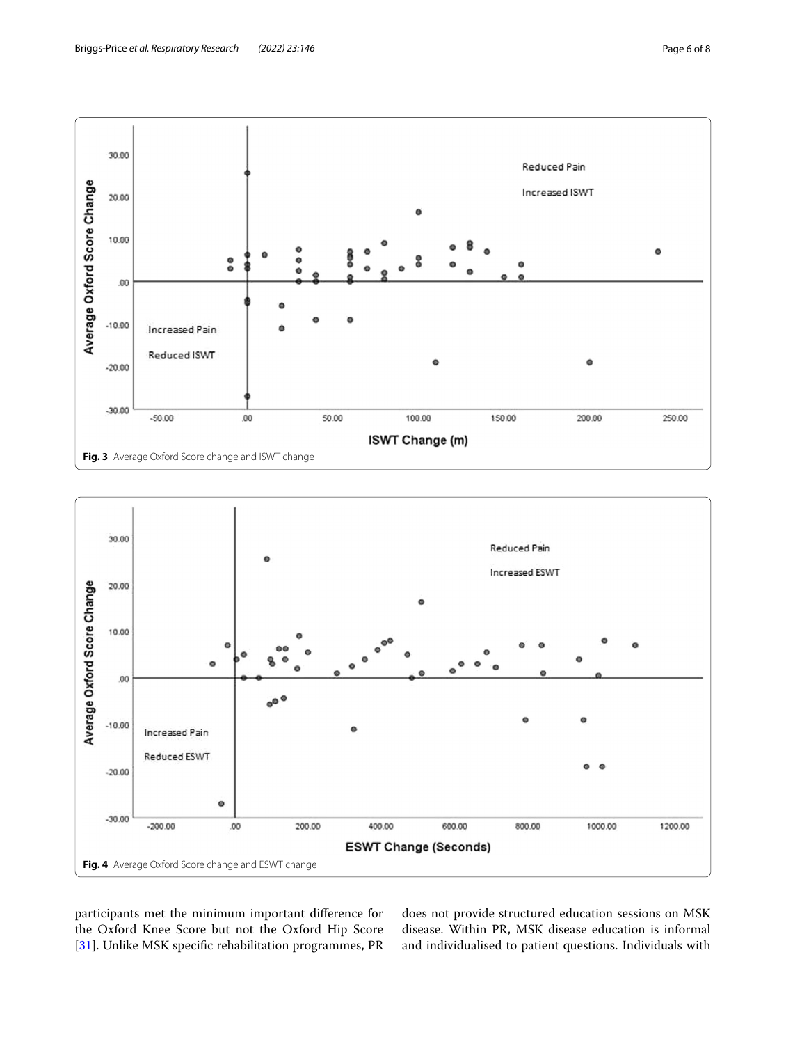Fig. 3 Average Oxford Score change and ISWT change

Fig. 4 Average Oxford Score change and ESWT change

participants met the minimum important difference for the Oxford Knee Score but not the Oxford Hip Score [31]. Unlike MSK specific rehabilitation programmes, PR does not provide structured education sessions on MSK disease. Within PR, MSK disease education is informal and individualised to patient questions. Individuals with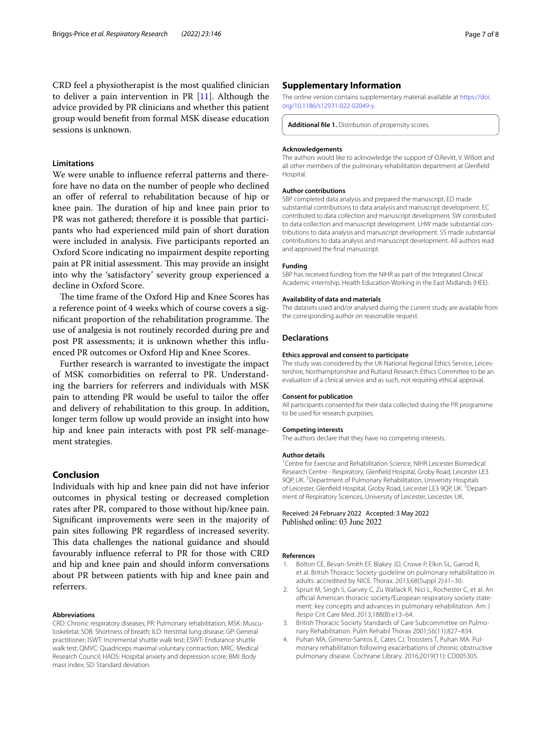CRD feel a physiotherapist is the most qualified clinician to deliver a pain intervention in PR [11]. Although the advice provided by PR clinicians and whether this patient group would benefit from formal MSK disease education sessions is unknown.

### Limitations

We were unable to influence referral patterns and therefore have no data on the number of people who declined an offer of referral to rehabilitation because of hip or knee pain. The duration of hip and knee pain prior to PR was not gathered; therefore it is possible that participants who had experienced mild pain of short duration were included in analysis. Five participants reported an Oxford Score indicating no impairment despite reporting pain at PR initial assessment. This may provide an insight into why the 'satisfactory' severity group experienced a decline in Oxford Score.

The time frame of the Oxford Hip and Knee Scores has a reference point of 4 weeks which of course covers a significant proportion of the rehabilitation programme. The use of analgesia is not routinely recorded during pre and post PR assessments; it is unknown whether this influenced PR outcomes or Oxford Hip and Knee Scores.

Further research is warranted to investigate the impact of MSK comorbidities on referral to PR. Understanding the barriers for referrers and individuals with MSK pain to attending PR would be useful to tailor the offer and delivery of rehabilitation to this group. In addition, longer term follow up would provide an insight into how hip and knee pain interacts with post PR self-management strategies.

## Conclusion

Individuals with hip and knee pain did not have inferior outcomes in physical testing or decreased completion rates after PR, compared to those without hip/knee pain. Significant improvements were seen in the majority of pain sites following PR regardless of increased severity. This data challenges the national guidance and should favourably influence referral to PR for those with CRD and hip and knee pain and should inform conversations about PR between patients with hip and knee pain and referrers.

#### Abbreviations

CRD: Chronic respiratory diseases; PR: Pulmonary rehabilitation; MSK: Musculoskeletal; SOB: Shortness of breath; ILD: Iterstitial lung disease; GP: General practitioner; ISWT: Incremental shuttle walk test; ESWT: Endurance shuttle walk test; QMVC: Quadriceps maximal voluntary contraction; MRC: Medical Research Council; HADS: Hospital anxiety and depression score; BMI: Body mass index; SD: Standard deviation.

## Supplementary Information

The online version contains supplementary material available at https://doi.org/10.1186/s12931-022-02049-y.

**Additional file 1.** Distribution of propensity scores.

#### Acknowledgements

The authors would like to acknowledge the support of O.Revitt, V. Willott and all other members of the pulmonary rehabilitation department at Glenfield Hospital.

#### Author contributions

SBP completed data analysis and prepared the manuscript. ED made substantial contributions to data analysis and manuscript development. EC contributed to data collection and manuscript development. SW contributed to data collection and manuscript development. LHW made substantial contributions to data analysis and manuscript development. SS made substantial contributions to data analysis and manuscript development. All authors read and approved the final manuscript.

#### Funding

SBP has received funding from the NIHR as part of the Integrated Clinical Academic internship. Health Education Working in the East Midlands (HEE).

#### Availability of data and materials

The datasets used and/or analysed during the current study are available from the corresponding author on reasonable request.

## Declarations

#### Ethics approval and consent to participate

The study was considered by the UK National Regional Ethics Service, Leicestershire, Northamptonshire and Rutland Research Ethics Committee to be an evaluation of a clinical service and as such, not requiring ethical approval.

#### Consent for publication

All participants consented for their data collected during the PR programme to be used for research purposes.

#### Competing interests

The authors declare that they have no competing interests.

#### Author details

[1]Centre for Exercise and Rehabilitation Science, NIHR Leicester Biomedical Research Centre - Respiratory, Glenfield Hospital, Groby Road, Leicester LE3 9QP, UK. [2]Department of Pulmonary Rehabilitation, University Hospitals of Leicester, Glenfield Hospital, Groby Road, Leicester LE3 9QP, UK. [3]Department of Respiratory Sciences, University of Leicester, Leicester, UK.

Received: 24 February 2022 Accepted: 3 May 2022
Published online: 03 June 2022

#### References

1. Bolton CE, Bevan-Smith EF, Blakey JD, Crowe P, Elkin SL, Garrod R, et al. British Thoracic Society guideline on pulmonary rehabilitation in adults: accredited by NICE. Thorax. 2013;68(Suppl 2):ii1–30.
2. Spruit M, Singh S, Garvey C, Zu Wallack R, Nici L, Rochester C, et al. An official American thoracic society/European respiratory society statement: key concepts and advances in pulmonary rehabilitation. Am J Respir Crit Care Med. 2013;188(8):e13–64.
3. British Thoracic Society Standards of Care Subcommittee on Pulmonary Rehabilitation. Pulm Rehabil Thorax 2001;56(11):827–834.
4. Puhan MA, Gimeno-Santos E, Cates CJ, Troosters T, Puhan MA. Pulmonary rehabilitation following exacerbations of chronic obstructive pulmonary disease. Cochrane Library. 2016;2019(11): CD005305.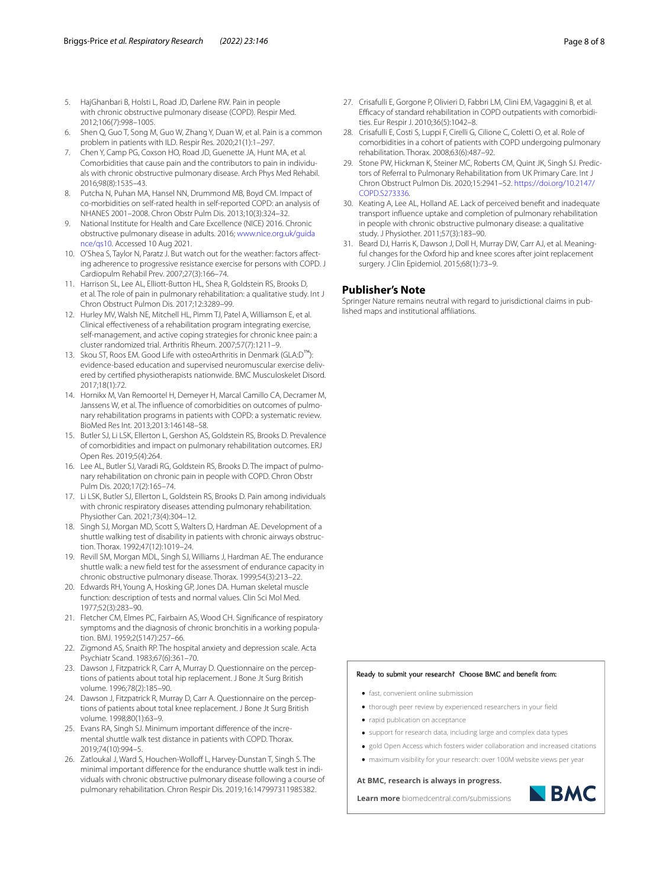5. HajGhanbari B, Holsti L, Road JD, Darlene RW. Pain in people with chronic obstructive pulmonary disease (COPD). Respir Med. 2012;106(7):998–1005.
6. Shen Q, Guo T, Song M, Guo W, Zhang Y, Duan W, et al. Pain is a common problem in patients with ILD. Respir Res. 2020;21(1):1–297.
7. Chen Y, Camp PG, Coxson HO, Road JD, Guenette JA, Hunt MA, et al. Comorbidities that cause pain and the contributors to pain in individuals with chronic obstructive pulmonary disease. Arch Phys Med Rehabil. 2016;98(8):1535–43.
8. Putcha N, Puhan MA, Hansel NN, Drummond MB, Boyd CM. Impact of co-morbidities on self-rated health in self-reported COPD: an analysis of NHANES 2001–2008. Chron Obstr Pulm Dis. 2013;10(3):324–32.
9. National Institute for Health and Care Excellence (NICE) 2016. Chronic obstructive pulmonary disease in adults. 2016; www.nice.org.uk/guidance/qs10. Accessed 10 Aug 2021.
10. O'Shea S, Taylor N, Paratz J. But watch out for the weather: factors affecting adherence to progressive resistance exercise for persons with COPD. J Cardiopulm Rehabil Prev. 2007;27(3):166–74.
11. Harrison SL, Lee AL, Elliott-Button HL, Shea R, Goldstein RS, Brooks D, et al. The role of pain in pulmonary rehabilitation: a qualitative study. Int J Chron Obstruct Pulmon Dis. 2017;12:3289–99.
12. Hurley MV, Walsh NE, Mitchell HL, Pimm TJ, Patel A, Williamson E, et al. Clinical effectiveness of a rehabilitation program integrating exercise, self-management, and active coping strategies for chronic knee pain: a cluster randomized trial. Arthritis Rheum. 2007;57(7):1211–9.
13. Skou ST, Roos EM. Good Life with osteoArthritis in Denmark (GLA:D™): evidence-based education and supervised neuromuscular exercise delivered by certified physiotherapists nationwide. BMC Musculoskelet Disord. 2017;18(1):72.
14. Hornikx M, Van Remoortel H, Demeyer H, Marcal Camillo CA, Decramer M, Janssens W, et al. The influence of comorbidities on outcomes of pulmonary rehabilitation programs in patients with COPD: a systematic review. BioMed Res Int. 2013;2013:146148–58.
15. Butler SJ, Li LSK, Ellerton L, Gershon AS, Goldstein RS, Brooks D. Prevalence of comorbidities and impact on pulmonary rehabilitation outcomes. ERJ Open Res. 2019;5(4):264.
16. Lee AL, Butler SJ, Varadi RG, Goldstein RS, Brooks D. The impact of pulmonary rehabilitation on chronic pain in people with COPD. Chron Obstr Pulm Dis. 2020;17(2):165–74.
17. Li LSK, Butler SJ, Ellerton L, Goldstein RS, Brooks D. Pain among individuals with chronic respiratory diseases attending pulmonary rehabilitation. Physiother Can. 2021;73(4):304–12.
18. Singh SJ, Morgan MD, Scott S, Walters D, Hardman AE. Development of a shuttle walking test of disability in patients with chronic airways obstruction. Thorax. 1992;47(12):1019–24.
19. Revill SM, Morgan MDL, Singh SJ, Williams J, Hardman AE. The endurance shuttle walk: a new field test for the assessment of endurance capacity in chronic obstructive pulmonary disease. Thorax. 1999;54(3):213–22.
20. Edwards RH, Young A, Hosking GP, Jones DA. Human skeletal muscle function: description of tests and normal values. Clin Sci Mol Med. 1977;52(3):283–90.
21. Fletcher CM, Elmes PC, Fairbairn AS, Wood CH. Significance of respiratory symptoms and the diagnosis of chronic bronchitis in a working population. BMJ. 1959;2(5147):257–66.
22. Zigmond AS, Snaith RP. The hospital anxiety and depression scale. Acta Psychiatr Scand. 1983;67(6):361–70.
23. Dawson J, Fitzpatrick R, Carr A, Murray D. Questionnaire on the perceptions of patients about total hip replacement. J Bone Jt Surg British volume. 1996;78(2):185–90.
24. Dawson J, Fitzpatrick R, Murray D, Carr A. Questionnaire on the perceptions of patients about total knee replacement. J Bone Jt Surg British volume. 1998;80(1):63–9.
25. Evans RA, Singh SJ. Minimum important difference of the incremental shuttle walk test distance in patients with COPD. Thorax. 2019;74(10):994–5.
26. Zatloukal J, Ward S, Houchen-Wolloff L, Harvey-Dunstan T, Singh S. The minimal important difference for the endurance shuttle walk test in individuals with chronic obstructive pulmonary disease following a course of pulmonary rehabilitation. Chron Respir Dis. 2019;16:147997311985382.
27. Crisafulli E, Gorgone P, Olivieri D, Fabbri LM, Clini EM, Vagaggini B, et al. Efficacy of standard rehabilitation in COPD outpatients with comorbidities. Eur Respir J. 2010;36(5):1042–8.
28. Crisafulli E, Costi S, Luppi F, Cirelli G, Cilione C, Coletti O, et al. Role of comorbidities in a cohort of patients with COPD undergoing pulmonary rehabilitation. Thorax. 2008;63(6):487–92.
29. Stone PW, Hickman K, Steiner MC, Roberts CM, Quint JK, Singh SJ. Predictors of Referral to Pulmonary Rehabilitation from UK Primary Care. Int J Chron Obstruct Pulmon Dis. 2020;15:2941–52. https://doi.org/10.2147/COPD.S273336.
30. Keating A, Lee AL, Holland AE. Lack of perceived benefit and inadequate transport influence uptake and completion of pulmonary rehabilitation in people with chronic obstructive pulmonary disease: a qualitative study. J Physiother. 2011;57(3):183–90.
31. Beard DJ, Harris K, Dawson J, Doll H, Murray DW, Carr AJ, et al. Meaningful changes for the Oxford hip and knee scores after joint replacement surgery. J Clin Epidemiol. 2015;68(1):73–9.

## Publisher's Note

Springer Nature remains neutral with regard to jurisdictional claims in published maps and institutional affiliations.

Ready to submit your research? Choose BMC and benefit from:

- fast, convenient online submission
- thorough peer review by experienced researchers in your field
- rapid publication on acceptance
- support for research data, including large and complex data types
- gold Open Access which fosters wider collaboration and increased citations
- maximum visibility for your research: over 100M website views per year

**At BMC, research is always in progress.**

**Learn more** biomedcentral.com/submissions

BMC